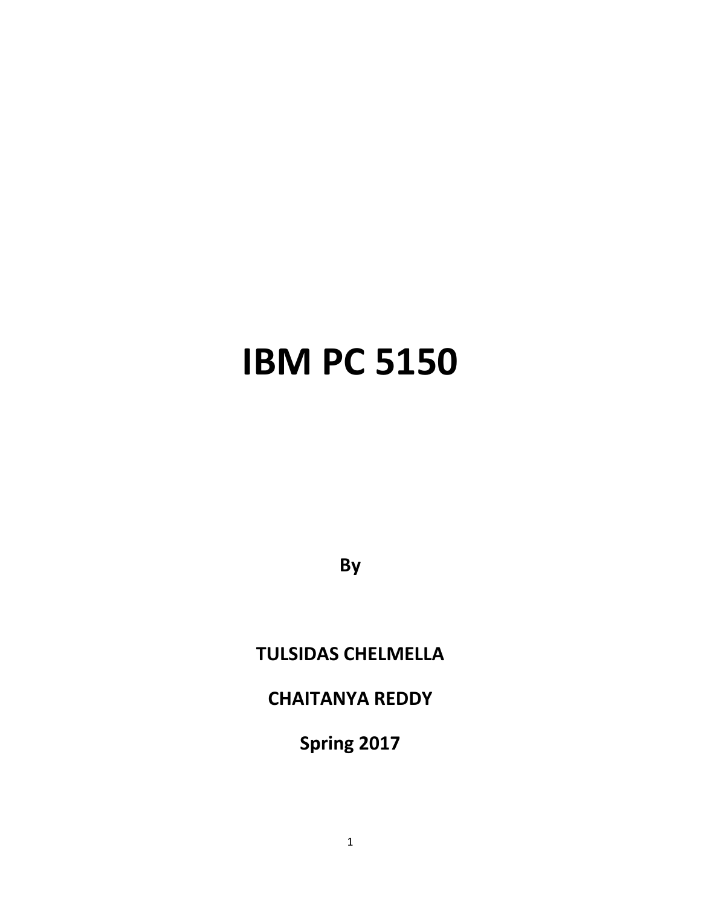# IBM PC 5150

**By**

**TULSIDAS CHELMELLA**

**CHAITANYA REDDY**

**Spring 2017**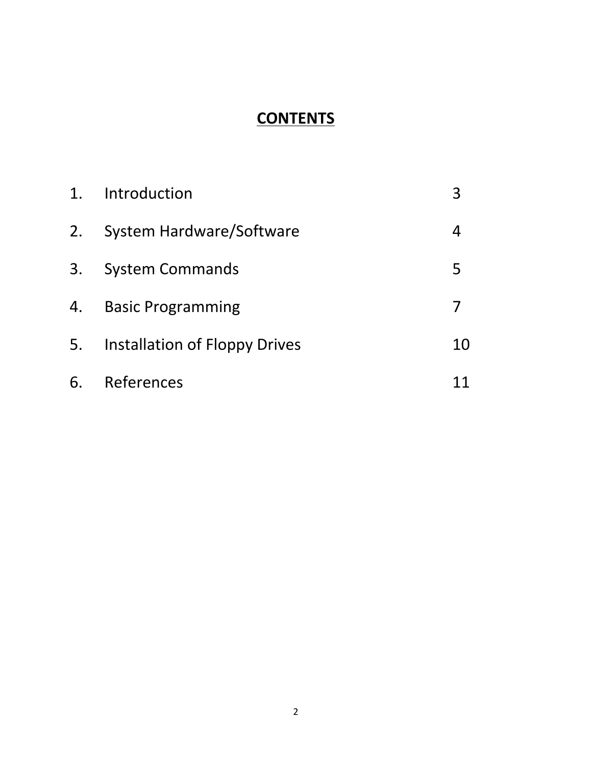# CONTENTS

| | | |
|---|---|---|
| 1. | Introduction | 3 |
| 2. | System Hardware/Software | 4 |
| 3. | System Commands | 5 |
| 4. | Basic Programming | 7 |
| 5. | Installation of Floppy Drives | 10 |
| 6. | References | 11 |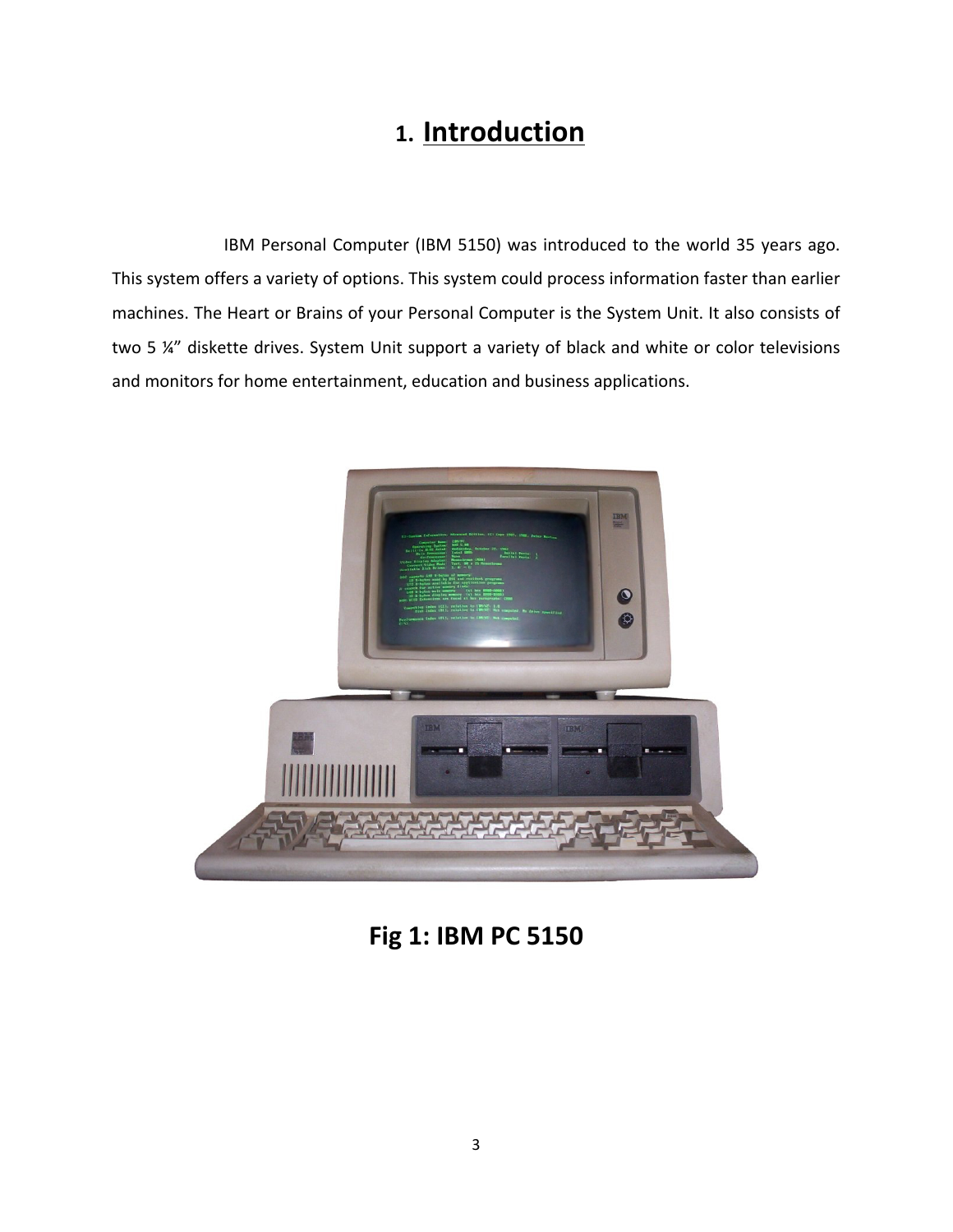# 1. Introduction

IBM Personal Computer (IBM 5150) was introduced to the world 35 years ago. This system offers a variety of options. This system could process information faster than earlier machines. The Heart or Brains of your Personal Computer is the System Unit. It also consists of two 5 ¼" diskette drives. System Unit support a variety of black and white or color televisions and monitors for home entertainment, education and business applications.

**Fig 1: IBM PC 5150**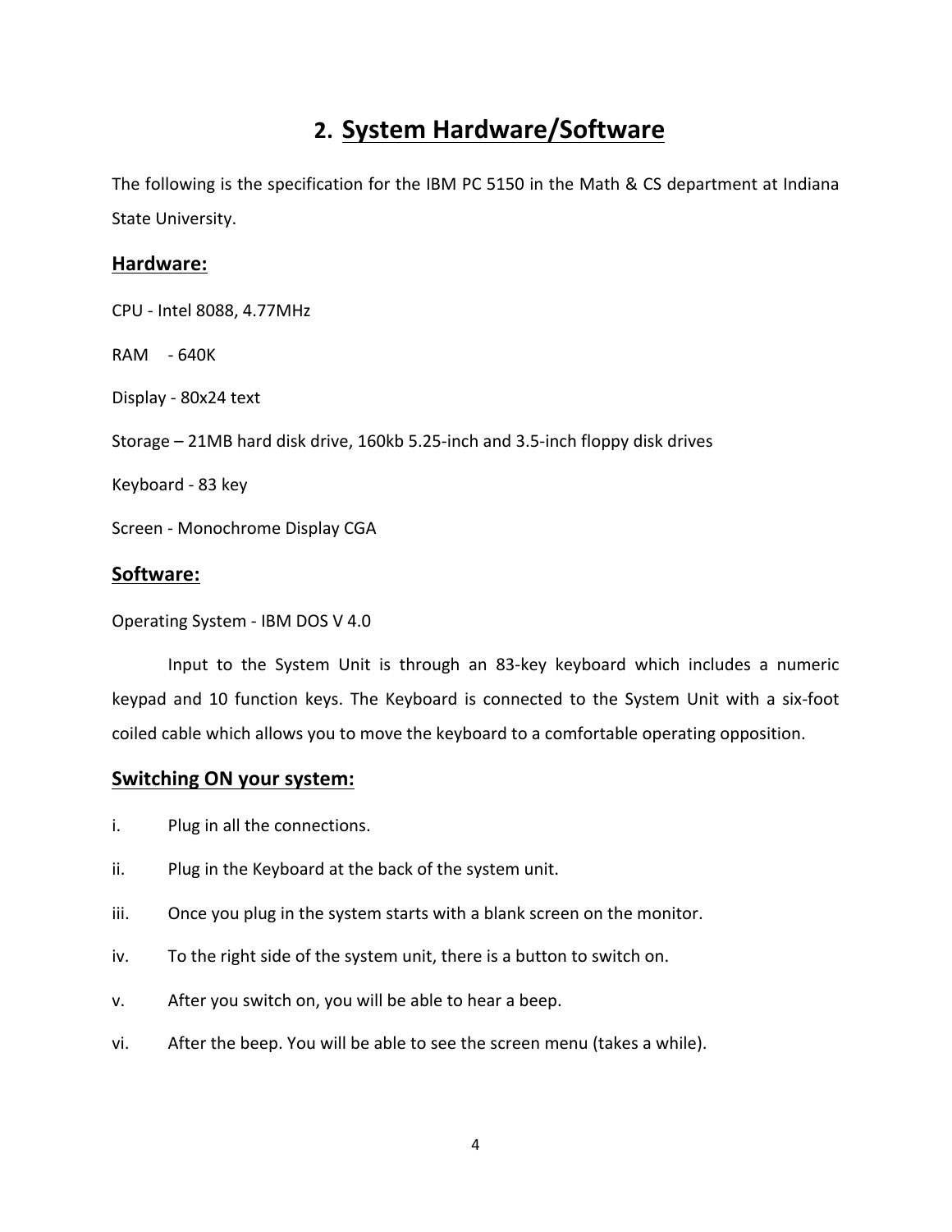## 2. System Hardware/Software

The following is the specification for the IBM PC 5150 in the Math & CS department at Indiana State University.

### Hardware:

CPU - Intel 8088, 4.77MHz

RAM - 640K

Display - 80x24 text

Storage – 21MB hard disk drive, 160kb 5.25-inch and 3.5-inch floppy disk drives

Keyboard - 83 key

Screen - Monochrome Display CGA

### Software:

Operating System - IBM DOS V 4.0

Input to the System Unit is through an 83-key keyboard which includes a numeric keypad and 10 function keys. The Keyboard is connected to the System Unit with a six-foot coiled cable which allows you to move the keyboard to a comfortable operating opposition.

### Switching ON your system:

i. Plug in all the connections.

ii. Plug in the Keyboard at the back of the system unit.

iii. Once you plug in the system starts with a blank screen on the monitor.

iv. To the right side of the system unit, there is a button to switch on.

v. After you switch on, you will be able to hear a beep.

vi. After the beep. You will be able to see the screen menu (takes a while).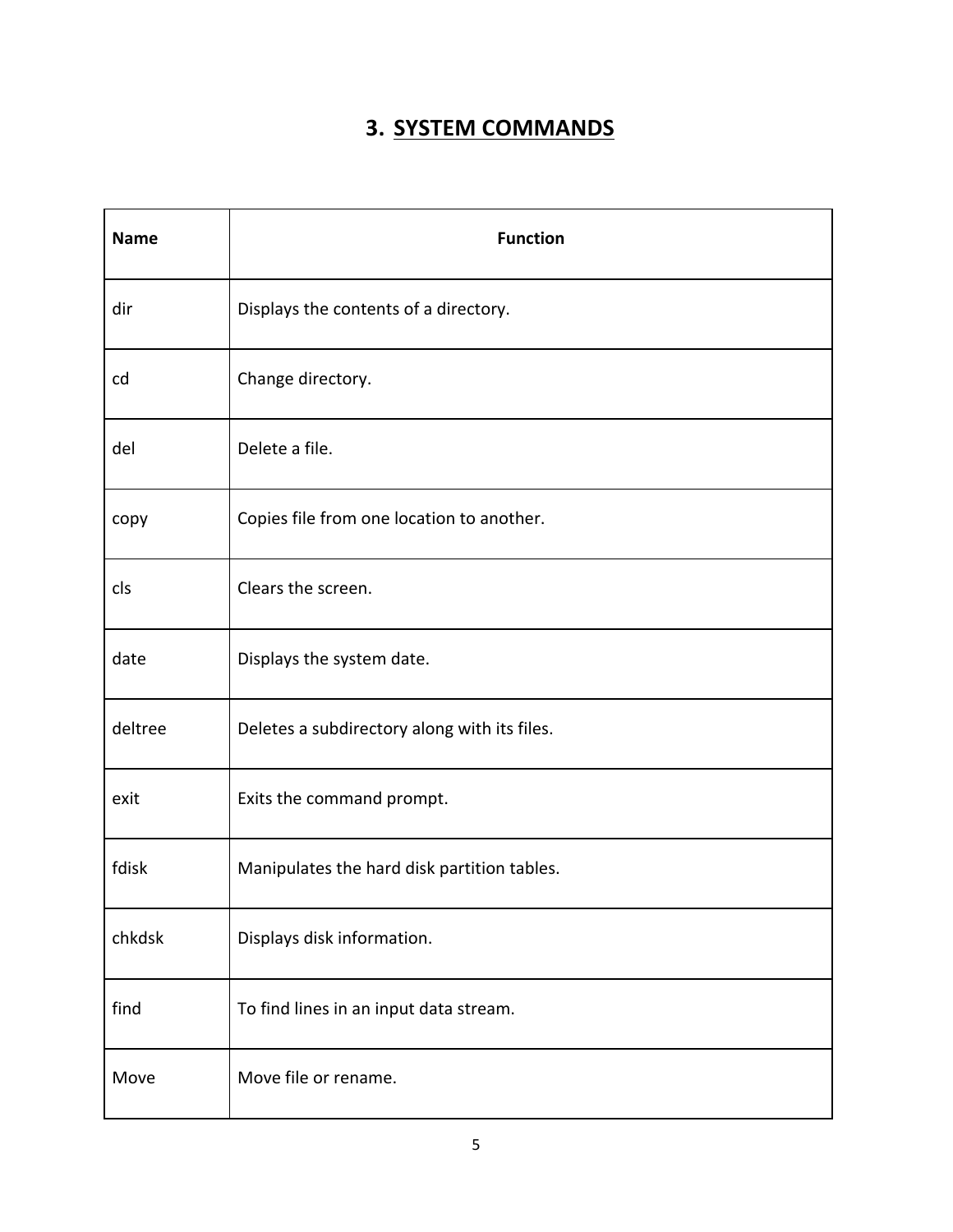# 3. SYSTEM COMMANDS

| Name | Function |
|---|---|
| dir | Displays the contents of a directory. |
| cd | Change directory. |
| del | Delete a file. |
| copy | Copies file from one location to another. |
| cls | Clears the screen. |
| date | Displays the system date. |
| deltree | Deletes a subdirectory along with its files. |
| exit | Exits the command prompt. |
| fdisk | Manipulates the hard disk partition tables. |
| chkdsk | Displays disk information. |
| find | To find lines in an input data stream. |
| Move | Move file or rename. |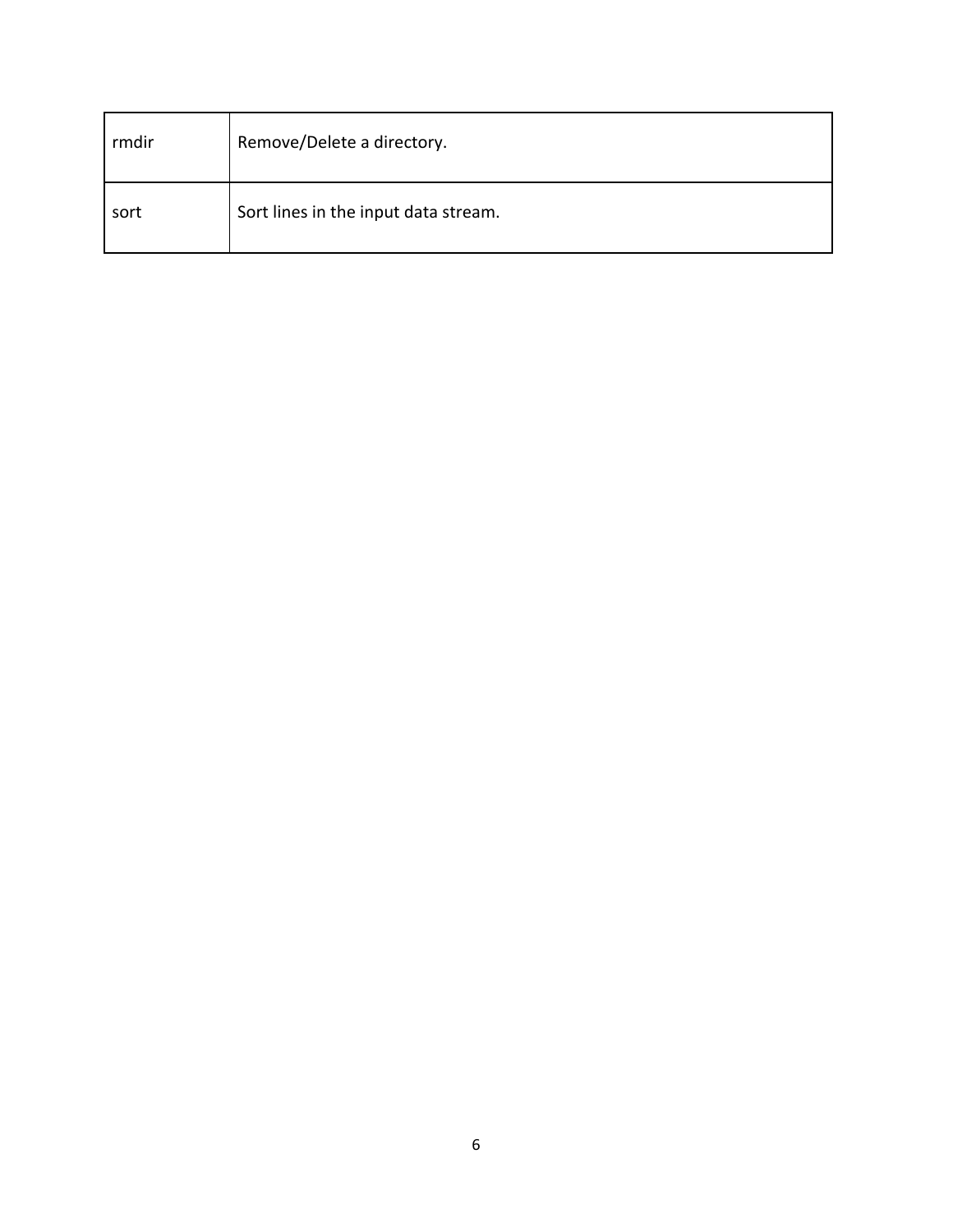| | |
|---|---|
| rmdir | Remove/Delete a directory. |
| sort | Sort lines in the input data stream. |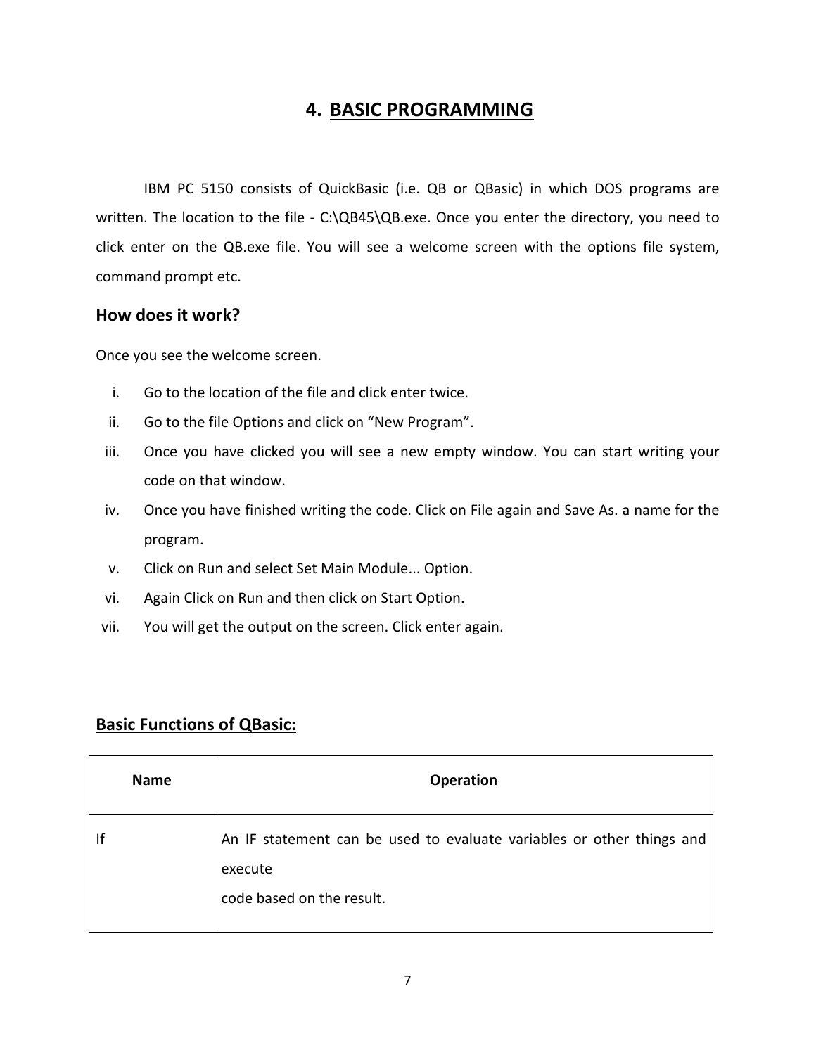# 4. BASIC PROGRAMMING

IBM PC 5150 consists of QuickBasic (i.e. QB or QBasic) in which DOS programs are written. The location to the file - C:\QB45\QB.exe. Once you enter the directory, you need to click enter on the QB.exe file. You will see a welcome screen with the options file system, command prompt etc.

## How does it work?

Once you see the welcome screen.

i. Go to the location of the file and click enter twice.
ii. Go to the file Options and click on "New Program".
iii. Once you have clicked you will see a new empty window. You can start writing your code on that window.
iv. Once you have finished writing the code. Click on File again and Save As. a name for the program.
v. Click on Run and select Set Main Module... Option.
vi. Again Click on Run and then click on Start Option.
vii. You will get the output on the screen. Click enter again.

## Basic Functions of QBasic:

| Name | Operation |
| --- | --- |
| If | An IF statement can be used to evaluate variables or other things and execute code based on the result. |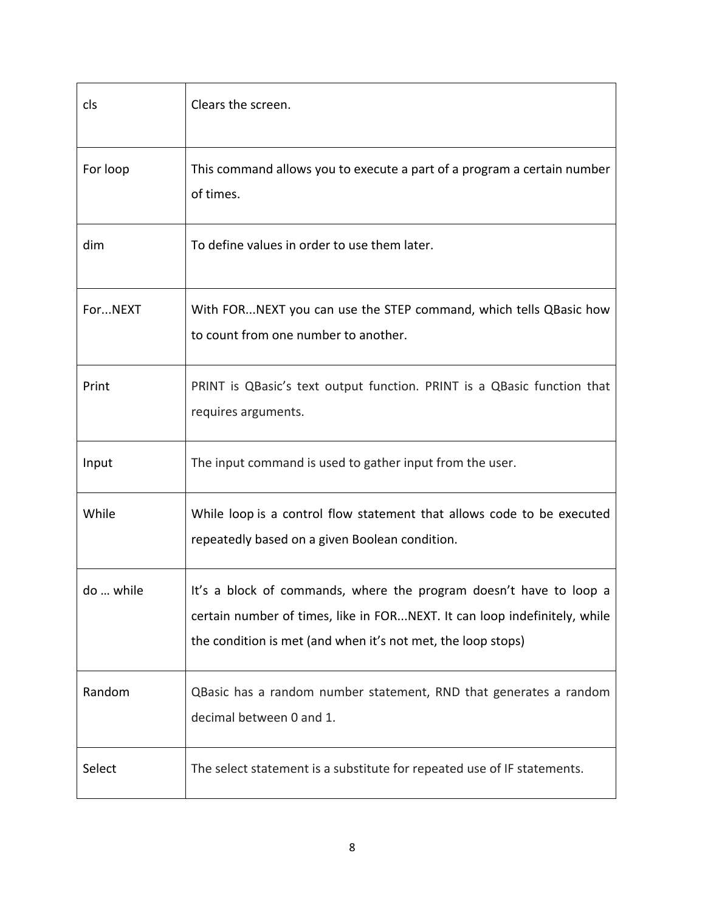| | |
|---|---|
| cls | Clears the screen. |
| For loop | This command allows you to execute a part of a program a certain number of times. |
| dim | To define values in order to use them later. |
| For...NEXT | With FOR...NEXT you can use the STEP command, which tells QBasic how to count from one number to another. |
| Print | PRINT is QBasic's text output function. PRINT is a QBasic function that requires arguments. |
| Input | The input command is used to gather input from the user. |
| While | While loop is a control flow statement that allows code to be executed repeatedly based on a given Boolean condition. |
| do … while | It's a block of commands, where the program doesn't have to loop a certain number of times, like in FOR...NEXT. It can loop indefinitely, while the condition is met (and when it's not met, the loop stops) |
| Random | QBasic has a random number statement, RND that generates a random decimal between 0 and 1. |
| Select | The select statement is a substitute for repeated use of IF statements. |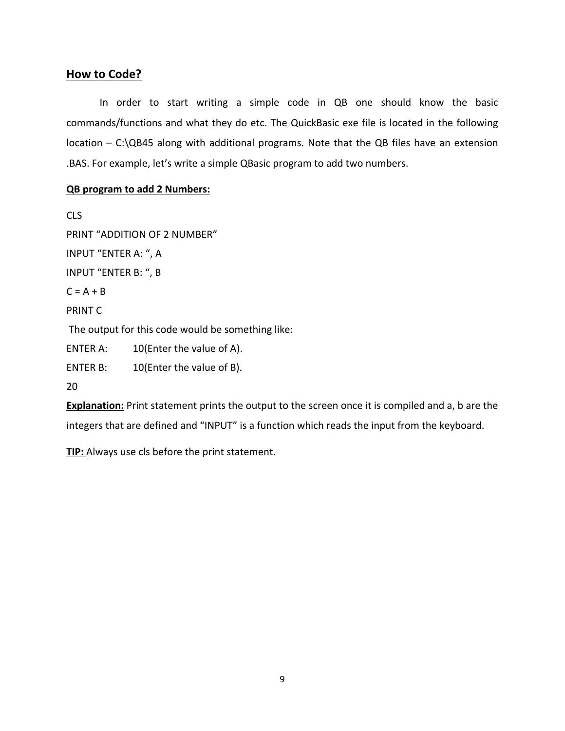## How to Code?

In order to start writing a simple code in QB one should know the basic commands/functions and what they do etc. The QuickBasic exe file is located in the following location – C:\QB45 along with additional programs. Note that the QB files have an extension .BAS. For example, let's write a simple QBasic program to add two numbers.

**QB program to add 2 Numbers:**

```
CLS
PRINT "ADDITION OF 2 NUMBER"
INPUT "ENTER A: ", A
INPUT "ENTER B: ", B
C = A + B
PRINT C
```

The output for this code would be something like:

```
ENTER A:     10(Enter the value of A).
ENTER B:     10(Enter the value of B).
20
```

**Explanation:** Print statement prints the output to the screen once it is compiled and a, b are the integers that are defined and "INPUT" is a function which reads the input from the keyboard.

**TIP:** Always use cls before the print statement.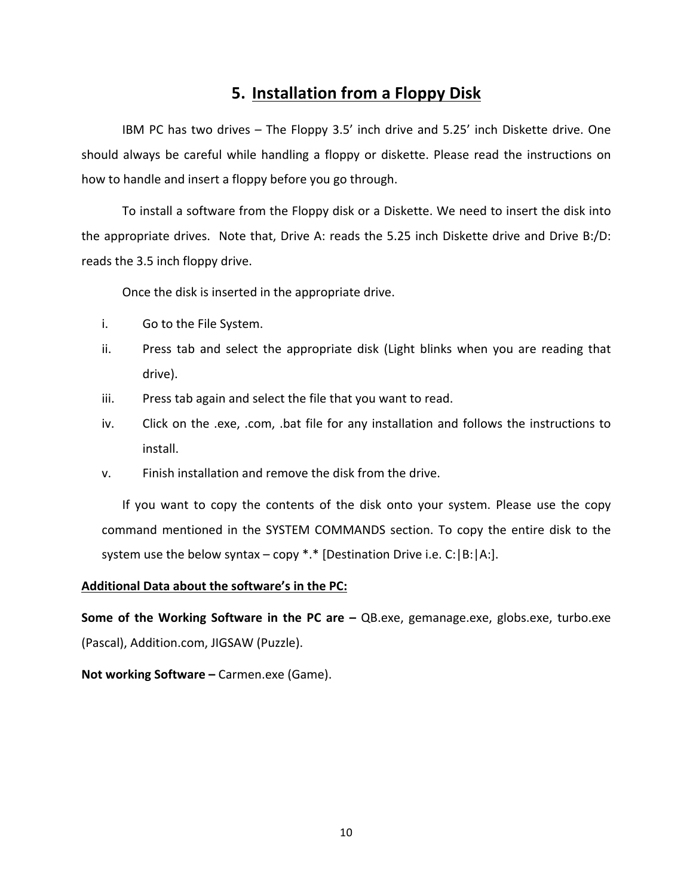## 5. Installation from a Floppy Disk

IBM PC has two drives – The Floppy 3.5' inch drive and 5.25' inch Diskette drive. One should always be careful while handling a floppy or diskette. Please read the instructions on how to handle and insert a floppy before you go through.

To install a software from the Floppy disk or a Diskette. We need to insert the disk into the appropriate drives. Note that, Drive A: reads the 5.25 inch Diskette drive and Drive B:/D: reads the 3.5 inch floppy drive.

Once the disk is inserted in the appropriate drive.

i. Go to the File System.
ii. Press tab and select the appropriate disk (Light blinks when you are reading that drive).
iii. Press tab again and select the file that you want to read.
iv. Click on the .exe, .com, .bat file for any installation and follows the instructions to install.
v. Finish installation and remove the disk from the drive.

If you want to copy the contents of the disk onto your system. Please use the copy command mentioned in the SYSTEM COMMANDS section. To copy the entire disk to the system use the below syntax – copy *.* [Destination Drive i.e. C:|B:|A:].

**Additional Data about the software's in the PC:**

**Some of the Working Software in the PC are –** QB.exe, gemanage.exe, globs.exe, turbo.exe (Pascal), Addition.com, JIGSAW (Puzzle).

**Not working Software –** Carmen.exe (Game).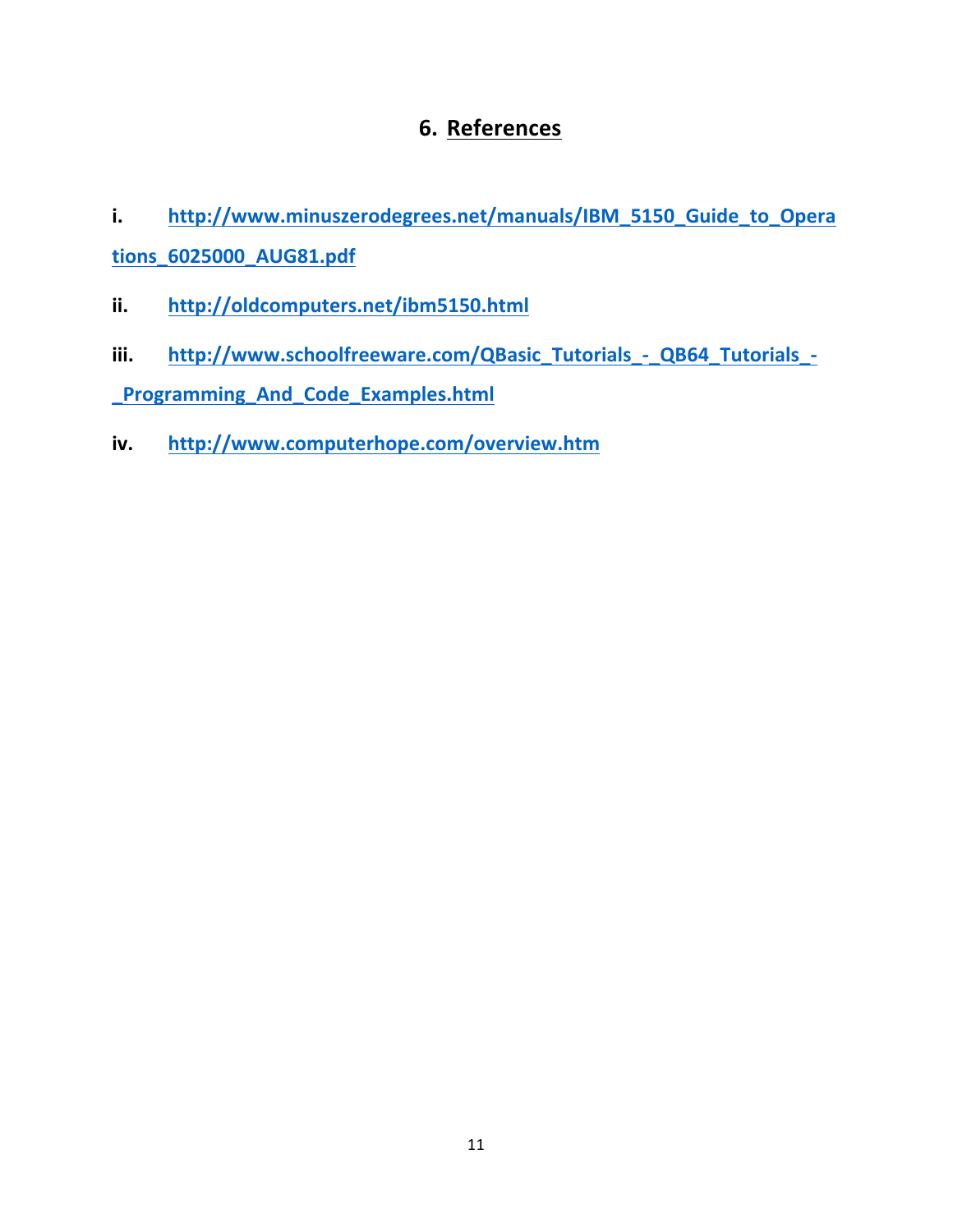## 6. References

i. http://www.minuszerodegrees.net/manuals/IBM_5150_Guide_to_Operations_6025000_AUG81.pdf

ii. http://oldcomputers.net/ibm5150.html

iii. http://www.schoolfreeware.com/QBasic_Tutorials_-_QB64_Tutorials_-_Programming_And_Code_Examples.html

iv. http://www.computerhope.com/overview.htm